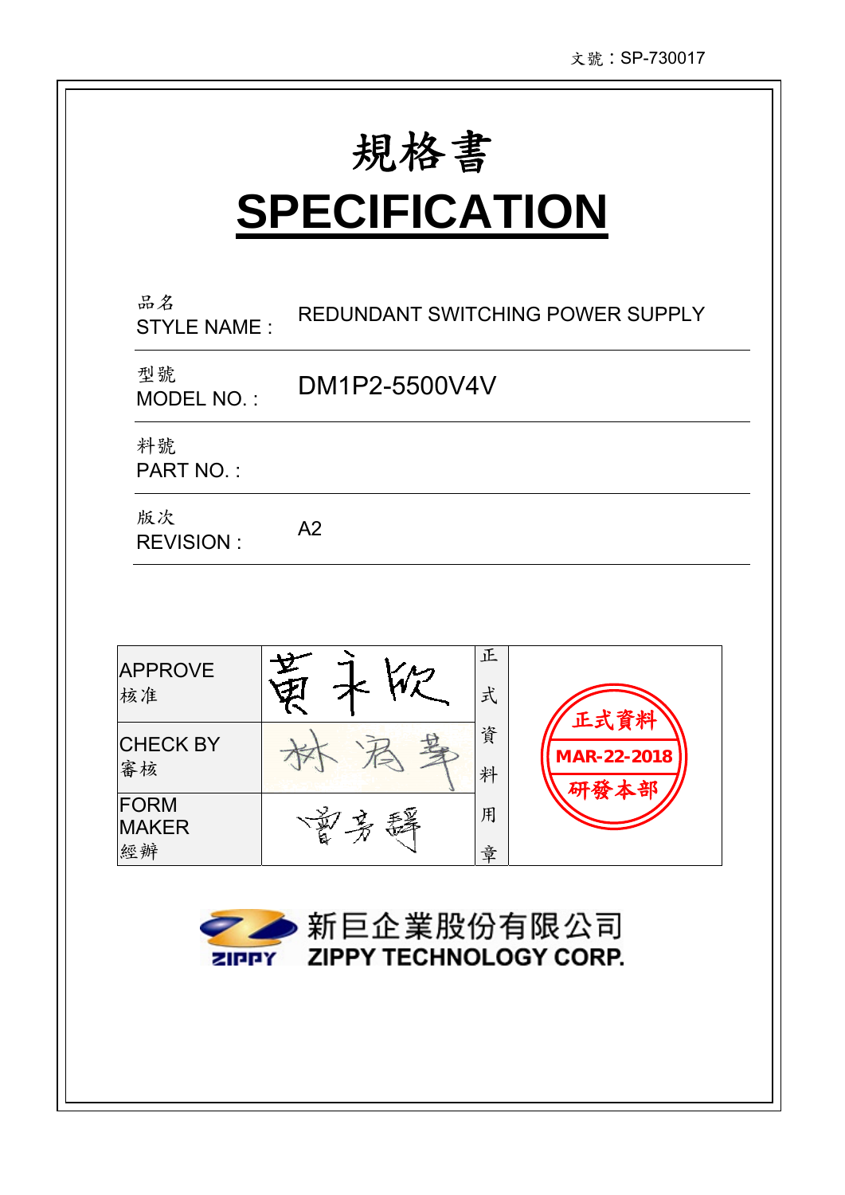文號：SP-730017

# 規格書

# SPECIFICATION

| | |
|---|---|
| 品名 STYLE NAME : | REDUNDANT SWITCHING POWER SUPPLY |
| 型號 MODEL NO. : | DM1P2-5500V4V |
| 料號 PART NO. : | |
| 版次 REVISION : | A2 |

| | | | |
|---|---|---|---|
| APPROVE 核准 | 黃永欣 | 正式資料用章 | 正式資料 MAR-22-2018 研發本部 |
| CHECK BY 審核 | 林宥華 | | |
| FORM MAKER 經辦 | 曾芳驛 | | |

新巨企業股份有限公司
ZIPPY TECHNOLOGY CORP.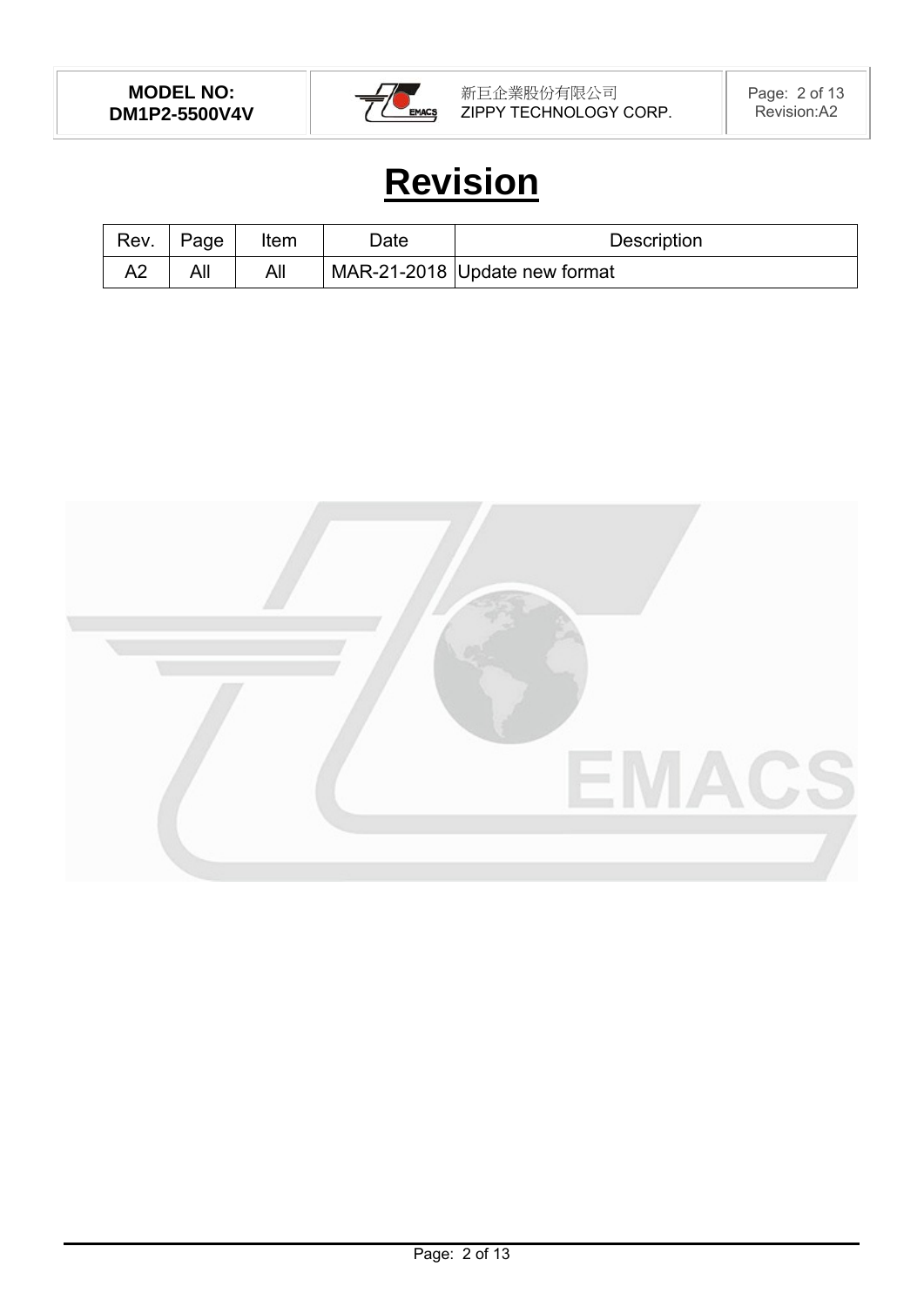# Revision

| Rev. | Page | Item | Date | Description |
|---|---|---|---|---|
| A2 | All | All | MAR-21-2018 | Update new format |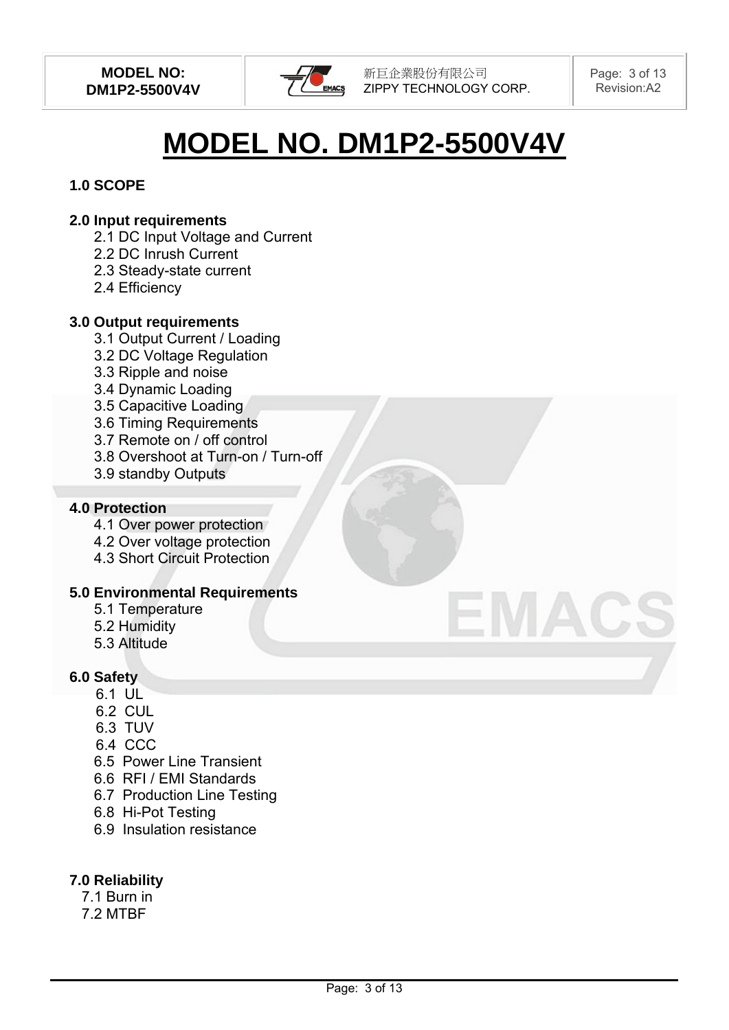# MODEL NO. DM1P2-5500V4V

**1.0 SCOPE**

**2.0 Input requirements**

- 2.1 DC Input Voltage and Current
- 2.2 DC Inrush Current
- 2.3 Steady-state current
- 2.4 Efficiency

**3.0 Output requirements**

- 3.1 Output Current / Loading
- 3.2 DC Voltage Regulation
- 3.3 Ripple and noise
- 3.4 Dynamic Loading
- 3.5 Capacitive Loading
- 3.6 Timing Requirements
- 3.7 Remote on / off control
- 3.8 Overshoot at Turn-on / Turn-off
- 3.9 standby Outputs

**4.0 Protection**

- 4.1 Over power protection
- 4.2 Over voltage protection
- 4.3 Short Circuit Protection

**5.0 Environmental Requirements**

- 5.1 Temperature
- 5.2 Humidity
- 5.3 Altitude

**6.0 Safety**

- 6.1 UL
- 6.2 CUL
- 6.3 TUV
- 6.4 CCC
- 6.5 Power Line Transient
- 6.6 RFI / EMI Standards
- 6.7 Production Line Testing
- 6.8 Hi-Pot Testing
- 6.9 Insulation resistance

**7.0 Reliability**

- 7.1 Burn in
- 7.2 MTBF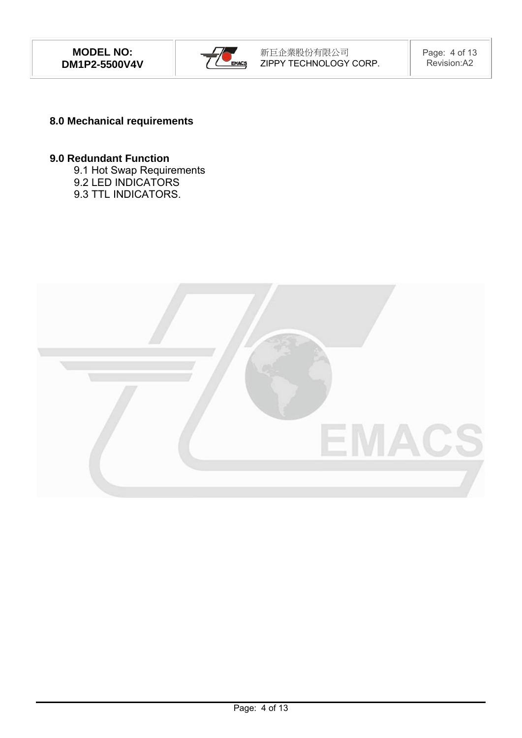**8.0 Mechanical requirements**

**9.0 Redundant Function**

9.1 Hot Swap Requirements
9.2 LED INDICATORS
9.3 TTL INDICATORS.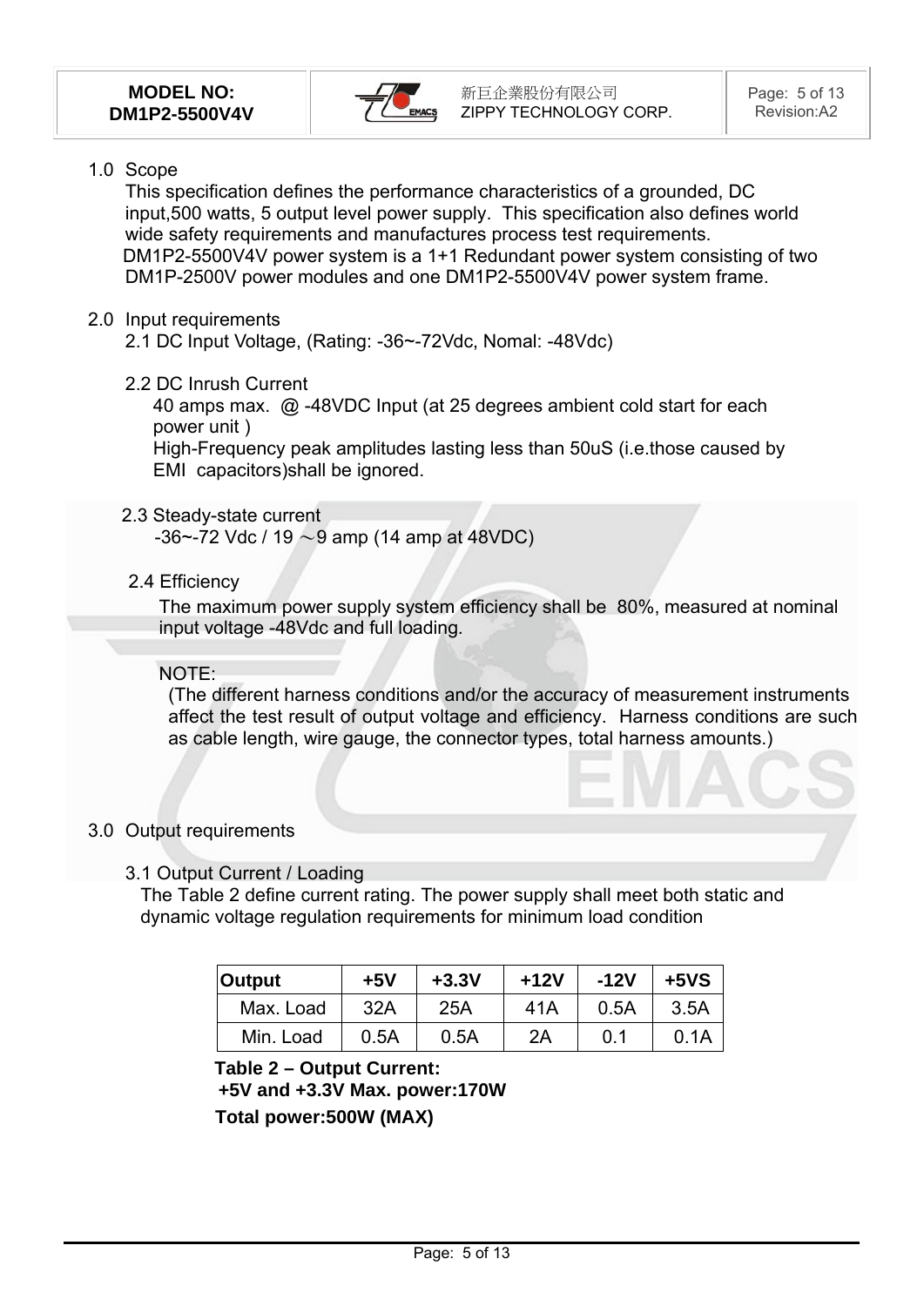## 1.0 Scope

This specification defines the performance characteristics of a grounded, DC input,500 watts, 5 output level power supply. This specification also defines world wide safety requirements and manufactures process test requirements.

DM1P2-5500V4V power system is a 1+1 Redundant power system consisting of two DM1P-2500V power modules and one DM1P2-5500V4V power system frame.

## 2.0 Input requirements

2.1 DC Input Voltage, (Rating: -36~-72Vdc, Nomal: -48Vdc)

2.2 DC Inrush Current

40 amps max. @ -48VDC Input (at 25 degrees ambient cold start for each power unit )

High-Frequency peak amplitudes lasting less than 50uS (i.e.those caused by EMI capacitors)shall be ignored.

2.3 Steady-state current

-36~-72 Vdc / 19 ～9 amp (14 amp at 48VDC)

2.4 Efficiency

The maximum power supply system efficiency shall be 80%, measured at nominal input voltage -48Vdc and full loading.

NOTE:

(The different harness conditions and/or the accuracy of measurement instruments affect the test result of output voltage and efficiency. Harness conditions are such as cable length, wire gauge, the connector types, total harness amounts.)

## 3.0 Output requirements

3.1 Output Current / Loading

The Table 2 define current rating. The power supply shall meet both static and dynamic voltage regulation requirements for minimum load condition

| Output | +5V | +3.3V | +12V | -12V | +5VS |
|---|---|---|---|---|---|
| Max. Load | 32A | 25A | 41A | 0.5A | 3.5A |
| Min. Load | 0.5A | 0.5A | 2A | 0.1 | 0.1A |

**Table 2 – Output Current:**

**+5V and +3.3V Max. power:170W**

**Total power:500W (MAX)**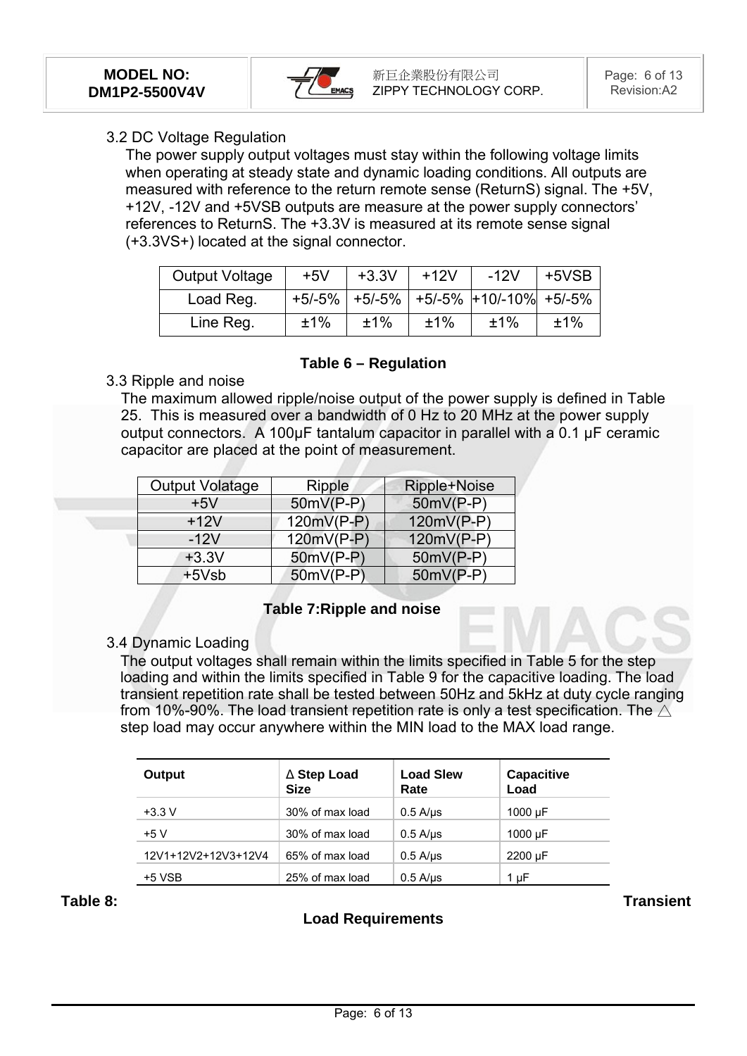### 3.2 DC Voltage Regulation

The power supply output voltages must stay within the following voltage limits when operating at steady state and dynamic loading conditions. All outputs are measured with reference to the return remote sense (ReturnS) signal. The +5V, +12V, -12V and +5VSB outputs are measure at the power supply connectors' references to ReturnS. The +3.3V is measured at its remote sense signal (+3.3VS+) located at the signal connector.

| Output Voltage | +5V | +3.3V | +12V | -12V | +5VSB |
|---|---|---|---|---|---|
| Load Reg. | +5/-5% | +5/-5% | +5/-5% | +10/-10% | +5/-5% |
| Line Reg. | ±1% | ±1% | ±1% | ±1% | ±1% |

**Table 6 – Regulation**

### 3.3 Ripple and noise

The maximum allowed ripple/noise output of the power supply is defined in Table 25. This is measured over a bandwidth of 0 Hz to 20 MHz at the power supply output connectors. A 100μF tantalum capacitor in parallel with a 0.1 μF ceramic capacitor are placed at the point of measurement.

| Output Volatage | Ripple | Ripple+Noise |
|---|---|---|
| +5V | 50mV(P-P) | 50mV(P-P) |
| +12V | 120mV(P-P) | 120mV(P-P) |
| -12V | 120mV(P-P) | 120mV(P-P) |
| +3.3V | 50mV(P-P) | 50mV(P-P) |
| +5Vsb | 50mV(P-P) | 50mV(P-P) |

**Table 7:Ripple and noise**

### 3.4 Dynamic Loading

The output voltages shall remain within the limits specified in Table 5 for the step loading and within the limits specified in Table 9 for the capacitive loading. The load transient repetition rate shall be tested between 50Hz and 5kHz at duty cycle ranging from 10%-90%. The load transient repetition rate is only a test specification. The △ step load may occur anywhere within the MIN load to the MAX load range.

| Output | Δ Step Load Size | Load Slew Rate | Capacitive Load |
|---|---|---|---|
| +3.3 V | 30% of max load | 0.5 A/μs | 1000 μF |
| +5 V | 30% of max load | 0.5 A/μs | 1000 μF |
| 12V1+12V2+12V3+12V4 | 65% of max load | 0.5 A/μs | 2200 μF |
| +5 VSB | 25% of max load | 0.5 A/μs | 1 μF |

**Table 8: Transient Load Requirements**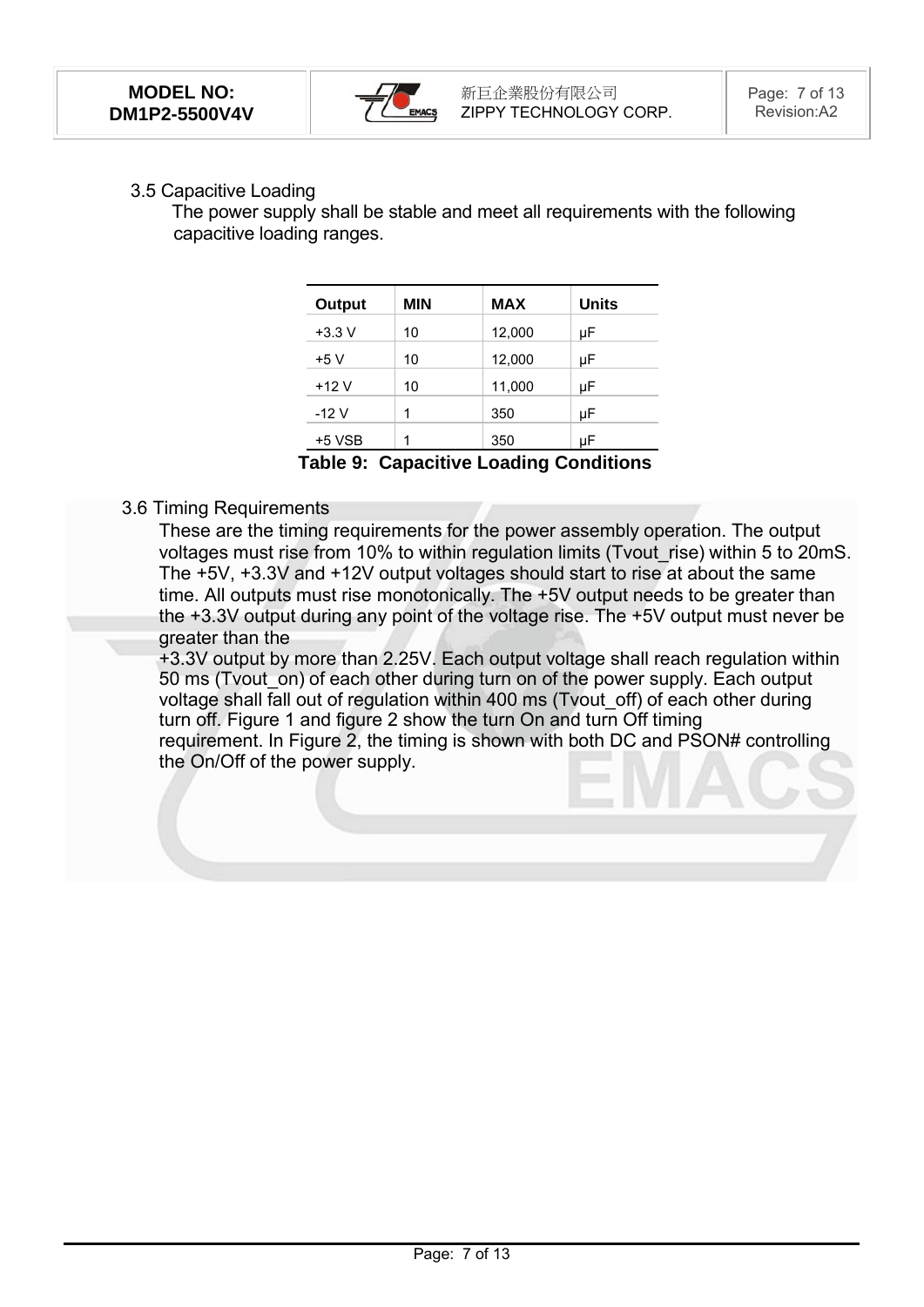### 3.5 Capacitive Loading

The power supply shall be stable and meet all requirements with the following capacitive loading ranges.

| Output | MIN | MAX | Units |
|---|---|---|---|
| +3.3 V | 10 | 12,000 | µF |
| +5 V | 10 | 12,000 | µF |
| +12 V | 10 | 11,000 | µF |
| -12 V | 1 | 350 | µF |
| +5 VSB | 1 | 350 | µF |

**Table 9: Capacitive Loading Conditions**

### 3.6 Timing Requirements

These are the timing requirements for the power assembly operation. The output voltages must rise from 10% to within regulation limits (Tvout_rise) within 5 to 20mS. The +5V, +3.3V and +12V output voltages should start to rise at about the same time. All outputs must rise monotonically. The +5V output needs to be greater than the +3.3V output during any point of the voltage rise. The +5V output must never be greater than the
+3.3V output by more than 2.25V. Each output voltage shall reach regulation within 50 ms (Tvout_on) of each other during turn on of the power supply. Each output voltage shall fall out of regulation within 400 ms (Tvout_off) of each other during turn off. Figure 1 and figure 2 show the turn On and turn Off timing requirement. In Figure 2, the timing is shown with both DC and PSON# controlling the On/Off of the power supply.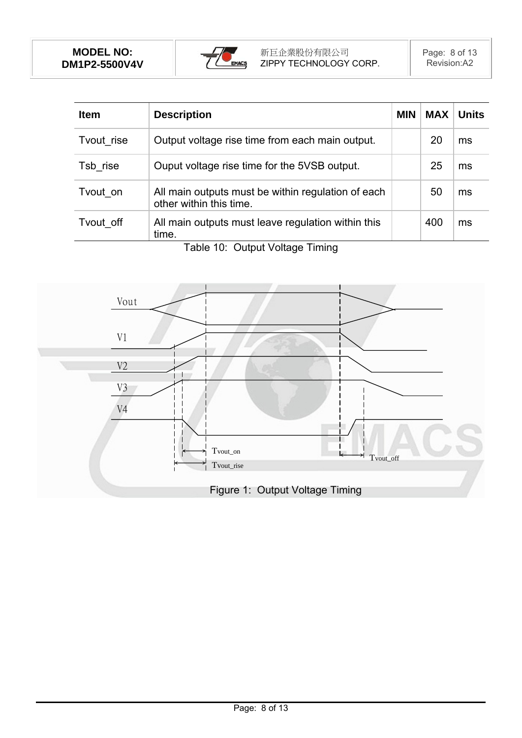| Item | Description | MIN | MAX | Units |
|---|---|---|---|---|
| Tvout_rise | Output voltage rise time from each main output. | | 20 | ms |
| Tsb_rise | Ouput voltage rise time for the 5VSB output. | | 25 | ms |
| Tvout_on | All main outputs must be within regulation of each other within this time. | | 50 | ms |
| Tvout_off | All main outputs must leave regulation within this time. | | 400 | ms |

Table 10: Output Voltage Timing

Figure 1: Output Voltage Timing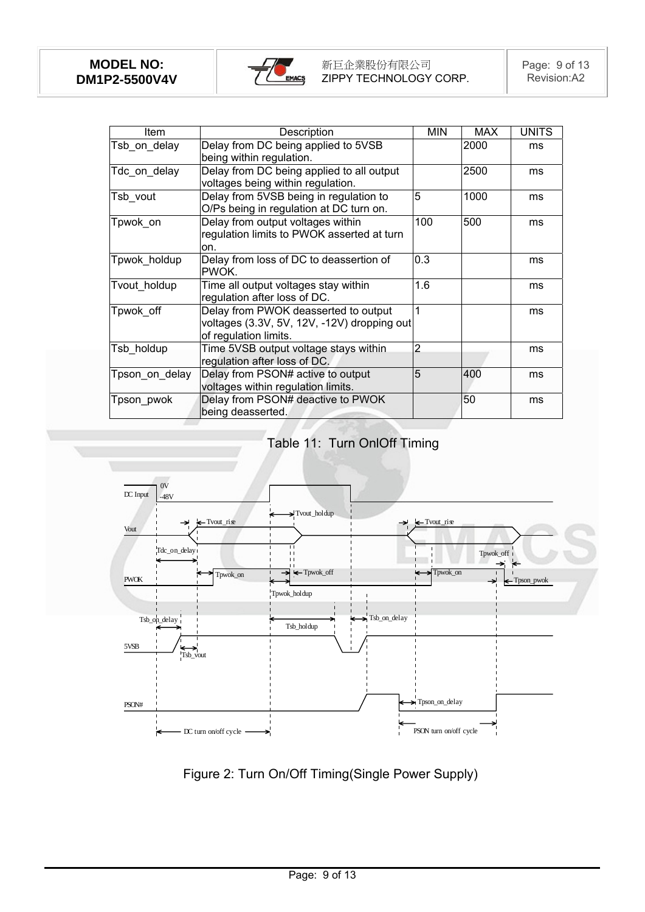| Item | Description | MIN | MAX | UNITS |
|---|---|---|---|---|
| Tsb_on_delay | Delay from DC being applied to 5VSB being within regulation. | | 2000 | ms |
| Tdc_on_delay | Delay from DC being applied to all output voltages being within regulation. | | 2500 | ms |
| Tsb_vout | Delay from 5VSB being in regulation to O/Ps being in regulation at DC turn on. | 5 | 1000 | ms |
| Tpwok_on | Delay from output voltages within regulation limits to PWOK asserted at turn on. | 100 | 500 | ms |
| Tpwok_holdup | Delay from loss of DC to deassertion of PWOK. | 0.3 | | ms |
| Tvout_holdup | Time all output voltages stay within regulation after loss of DC. | 1.6 | | ms |
| Tpwok_off | Delay from PWOK deasserted to output voltages (3.3V, 5V, 12V, -12V) dropping out of regulation limits. | 1 | | ms |
| Tsb_holdup | Time 5VSB output voltage stays within regulation after loss of DC. | 2 | | ms |
| Tpson_on_delay | Delay from PSON# active to output voltages within regulation limits. | 5 | 400 | ms |
| Tpson_pwok | Delay from PSON# deactive to PWOK being deasserted. | | 50 | ms |

Table 11: Turn OnlOff Timing

Figure 2: Turn On/Off Timing(Single Power Supply)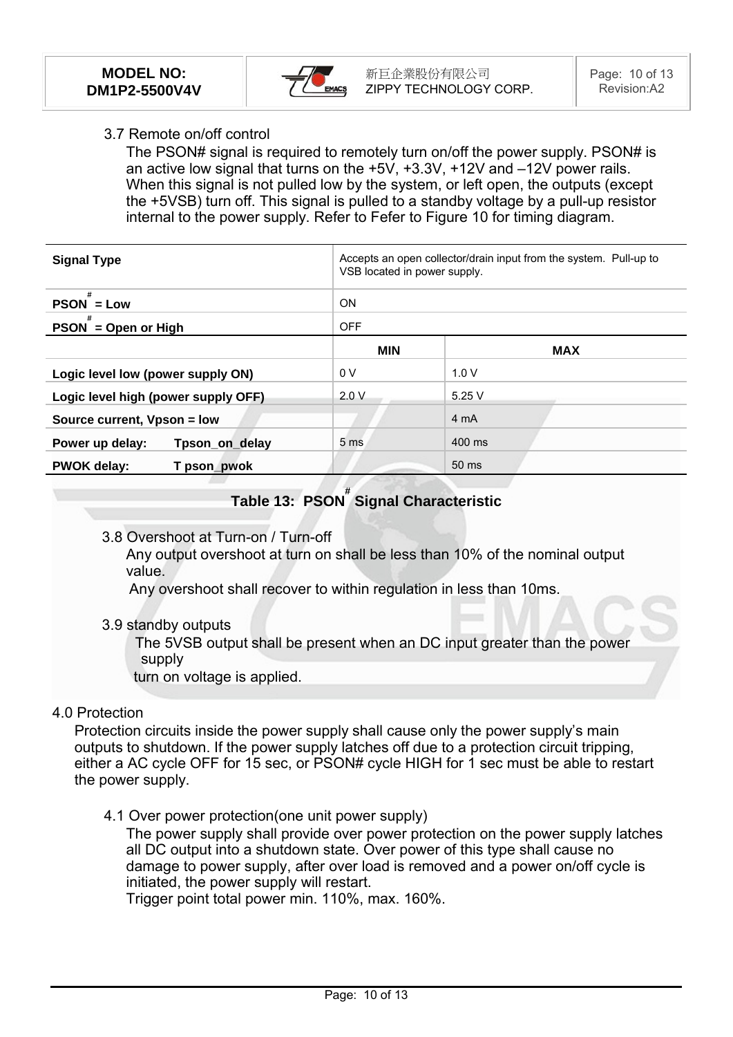3.7 Remote on/off control

The PSON# signal is required to remotely turn on/off the power supply. PSON# is an active low signal that turns on the +5V, +3.3V, +12V and –12V power rails. When this signal is not pulled low by the system, or left open, the outputs (except the +5VSB) turn off. This signal is pulled to a standby voltage by a pull-up resistor internal to the power supply. Refer to Fefer to Figure 10 for timing diagram.

| **Signal Type** | Accepts an open collector/drain input from the system. Pull-up to VSB located in power supply. | |
|---|---|---|
| **PSON# = Low** | ON | |
| **PSON# = Open or High** | OFF | |
| | **MIN** | **MAX** |
| **Logic level low (power supply ON)** | 0 V | 1.0 V |
| **Logic level high (power supply OFF)** | 2.0 V | 5.25 V |
| **Source current, Vpson = low** | | 4 mA |
| **Power up delay: Tpson_on_delay** | 5 ms | 400 ms |
| **PWOK delay: T pson_pwok** | | 50 ms |

**Table 13: PSON# Signal Characteristic**

3.8 Overshoot at Turn-on / Turn-off

Any output overshoot at turn on shall be less than 10% of the nominal output value.

Any overshoot shall recover to within regulation in less than 10ms.

3.9 standby outputs

The 5VSB output shall be present when an DC input greater than the power supply turn on voltage is applied.

4.0 Protection

Protection circuits inside the power supply shall cause only the power supply's main outputs to shutdown. If the power supply latches off due to a protection circuit tripping, either a AC cycle OFF for 15 sec, or PSON# cycle HIGH for 1 sec must be able to restart the power supply.

4.1 Over power protection(one unit power supply)

The power supply shall provide over power protection on the power supply latches all DC output into a shutdown state. Over power of this type shall cause no damage to power supply, after over load is removed and a power on/off cycle is initiated, the power supply will restart.

Trigger point total power min. 110%, max. 160%.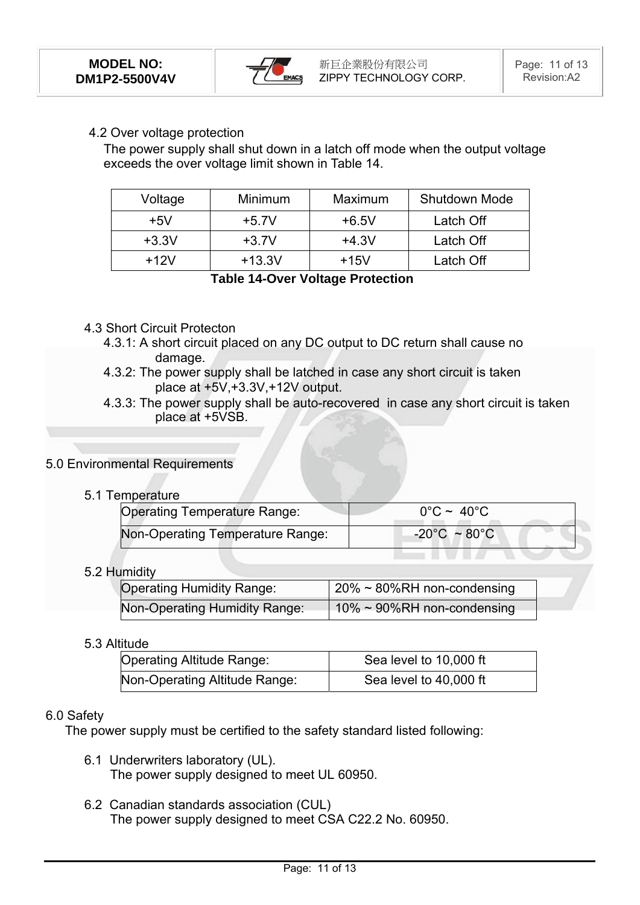### 4.2 Over voltage protection

The power supply shall shut down in a latch off mode when the output voltage exceeds the over voltage limit shown in Table 14.

| Voltage | Minimum | Maximum | Shutdown Mode |
|---|---|---|---|
| +5V | +5.7V | +6.5V | Latch Off |
| +3.3V | +3.7V | +4.3V | Latch Off |
| +12V | +13.3V | +15V | Latch Off |

**Table 14-Over Voltage Protection**

### 4.3 Short Circuit Protecton

4.3.1: A short circuit placed on any DC output to DC return shall cause no damage.

4.3.2: The power supply shall be latched in case any short circuit is taken place at +5V,+3.3V,+12V output.

4.3.3: The power supply shall be auto-recovered in case any short circuit is taken place at +5VSB.

## 5.0 Environmental Requirements

### 5.1 Temperature

| Operating Temperature Range: | 0°C ~ 40°C |
|---|---|
| Non-Operating Temperature Range: | -20°C ~ 80°C |

### 5.2 Humidity

| Operating Humidity Range: | 20% ~ 80%RH non-condensing |
|---|---|
| Non-Operating Humidity Range: | 10% ~ 90%RH non-condensing |

### 5.3 Altitude

| Operating Altitude Range: | Sea level to 10,000 ft |
|---|---|
| Non-Operating Altitude Range: | Sea level to 40,000 ft |

## 6.0 Safety

The power supply must be certified to the safety standard listed following:

6.1 Underwriters laboratory (UL).
The power supply designed to meet UL 60950.

6.2 Canadian standards association (CUL)
The power supply designed to meet CSA C22.2 No. 60950.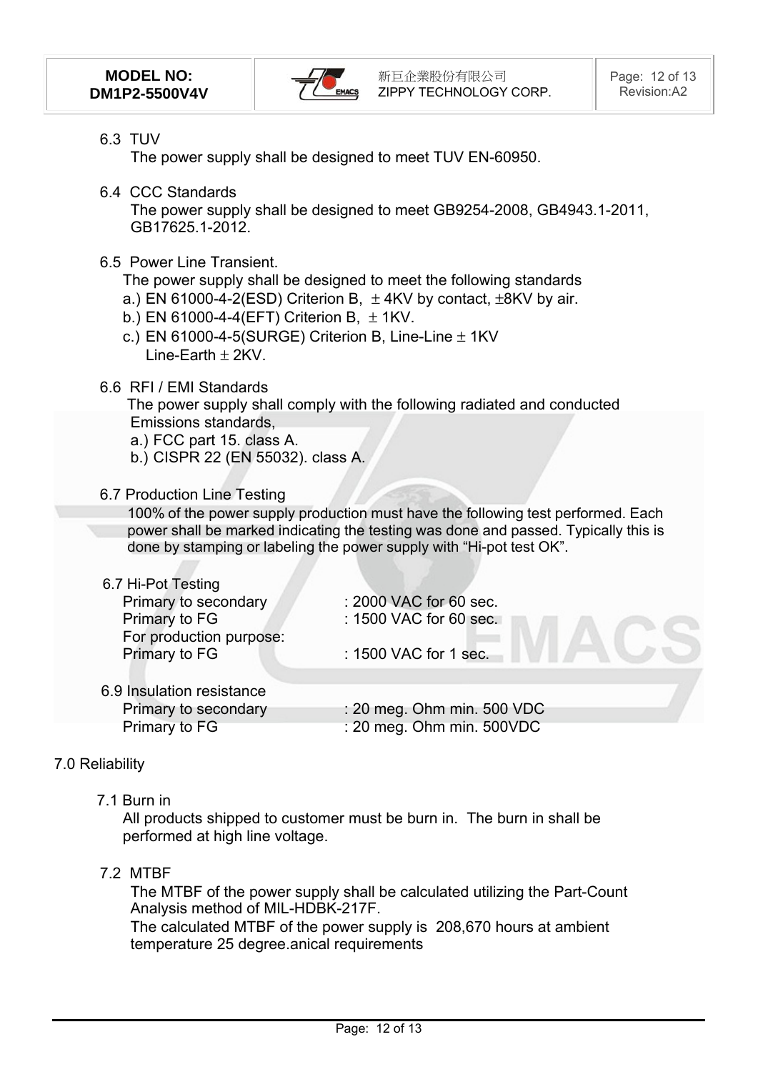6.3 TUV

The power supply shall be designed to meet TUV EN-60950.

6.4 CCC Standards

The power supply shall be designed to meet GB9254-2008, GB4943.1-2011, GB17625.1-2012.

6.5 Power Line Transient.

The power supply shall be designed to meet the following standards

a.) EN 61000-4-2(ESD) Criterion B, ± 4KV by contact, ±8KV by air.

b.) EN 61000-4-4(EFT) Criterion B, ± 1KV.

c.) EN 61000-4-5(SURGE) Criterion B, Line-Line ± 1KV
Line-Earth ± 2KV.

6.6 RFI / EMI Standards

The power supply shall comply with the following radiated and conducted Emissions standards,

a.) FCC part 15. class A.

b.) CISPR 22 (EN 55032). class A.

6.7 Production Line Testing

100% of the power supply production must have the following test performed. Each power shall be marked indicating the testing was done and passed. Typically this is done by stamping or labeling the power supply with "Hi-pot test OK".

6.7 Hi-Pot Testing

| | |
|---|---|
| Primary to secondary | : 2000 VAC for 60 sec. |
| Primary to FG | : 1500 VAC for 60 sec. |
| For production purpose: | |
| Primary to FG | : 1500 VAC for 1 sec. |

6.9 Insulation resistance

| | |
|---|---|
| Primary to secondary | : 20 meg. Ohm min. 500 VDC |
| Primary to FG | : 20 meg. Ohm min. 500VDC |

7.0 Reliability

7.1 Burn in

All products shipped to customer must be burn in. The burn in shall be performed at high line voltage.

7.2 MTBF

The MTBF of the power supply shall be calculated utilizing the Part-Count Analysis method of MIL-HDBK-217F.

The calculated MTBF of the power supply is 208,670 hours at ambient temperature 25 degree.anical requirements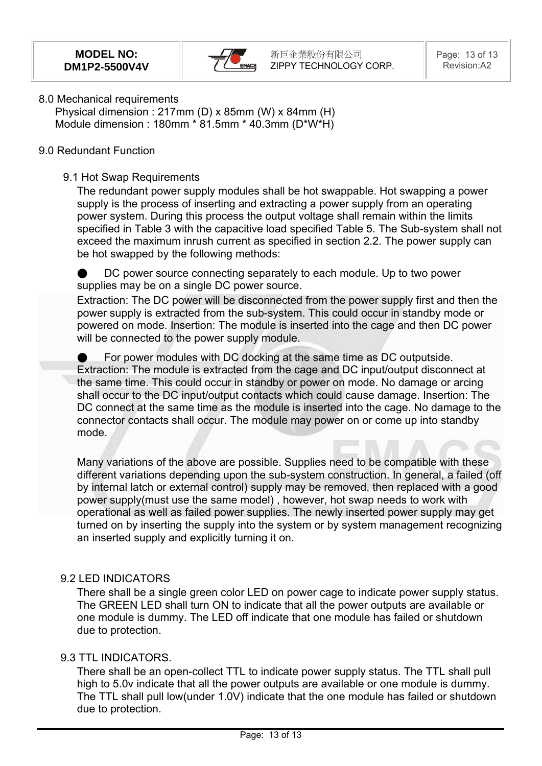## 8.0 Mechanical requirements

Physical dimension : 217mm (D) x 85mm (W) x 84mm (H)
Module dimension : 180mm * 81.5mm * 40.3mm (D*W*H)

## 9.0 Redundant Function

### 9.1 Hot Swap Requirements

The redundant power supply modules shall be hot swappable. Hot swapping a power supply is the process of inserting and extracting a power supply from an operating power system. During this process the output voltage shall remain within the limits specified in Table 3 with the capacitive load specified Table 5. The Sub-system shall not exceed the maximum inrush current as specified in section 2.2. The power supply can be hot swapped by the following methods:

● DC power source connecting separately to each module. Up to two power supplies may be on a single DC power source.

Extraction: The DC power will be disconnected from the power supply first and then the power supply is extracted from the sub-system. This could occur in standby mode or powered on mode. Insertion: The module is inserted into the cage and then DC power will be connected to the power supply module.

● For power modules with DC docking at the same time as DC outputside.
Extraction: The module is extracted from the cage and DC input/output disconnect at the same time. This could occur in standby or power on mode. No damage or arcing shall occur to the DC input/output contacts which could cause damage. Insertion: The DC connect at the same time as the module is inserted into the cage. No damage to the connector contacts shall occur. The module may power on or come up into standby mode.

Many variations of the above are possible. Supplies need to be compatible with these different variations depending upon the sub-system construction. In general, a failed (off by internal latch or external control) supply may be removed, then replaced with a good power supply(must use the same model) , however, hot swap needs to work with operational as well as failed power supplies. The newly inserted power supply may get turned on by inserting the supply into the system or by system management recognizing an inserted supply and explicitly turning it on.

### 9.2 LED INDICATORS

There shall be a single green color LED on power cage to indicate power supply status. The GREEN LED shall turn ON to indicate that all the power outputs are available or one module is dummy. The LED off indicate that one module has failed or shutdown due to protection.

### 9.3 TTL INDICATORS.

There shall be an open-collect TTL to indicate power supply status. The TTL shall pull high to 5.0v indicate that all the power outputs are available or one module is dummy. The TTL shall pull low(under 1.0V) indicate that the one module has failed or shutdown due to protection.